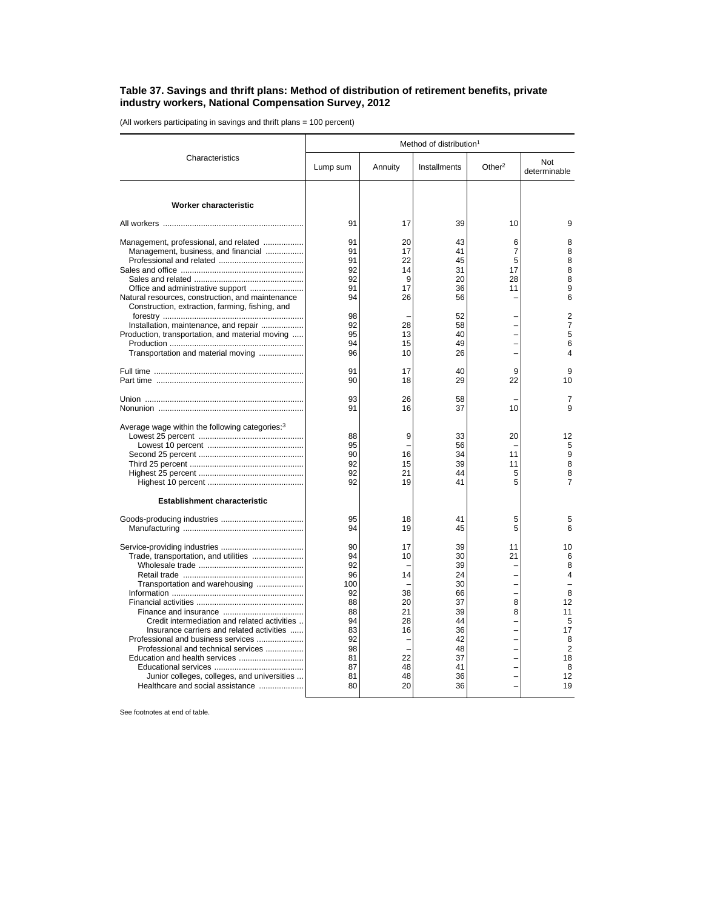### Table 37. Savings and thrift plans: Method of distribution of retirement benefits, private industry workers, National Compensation Survey, 2012

(All workers participating in savings and thrift plans = 100 percent)

| Characteristics | Method of distribution[1] | | | | |
|---|---|---|---|---|---|
| | Lump sum | Annuity | Installments | Other[2] | Not determinable |
| **Worker characteristic** | | | | | |
| All workers | 91 | 17 | 39 | 10 | 9 |
| Management, professional, and related | 91 | 20 | 43 | 6 | 8 |
| Management, business, and financial | 91 | 17 | 41 | 7 | 8 |
| Professional and related | 91 | 22 | 45 | 5 | 8 |
| Sales and office | 92 | 14 | 31 | 17 | 8 |
| Sales and related | 92 | 9 | 20 | 28 | 8 |
| Office and administrative support | 91 | 17 | 36 | 11 | 9 |
| Natural resources, construction, and maintenance | 94 | 26 | 56 | – | 6 |
| Construction, extraction, farming, fishing, and forestry | 98 | – | 52 | – | 2 |
| Installation, maintenance, and repair | 92 | 28 | 58 | – | 7 |
| Production, transportation, and material moving | 95 | 13 | 40 | – | 5 |
| Production | 94 | 15 | 49 | – | 6 |
| Transportation and material moving | 96 | 10 | 26 | – | 4 |
| Full time | 91 | 17 | 40 | 9 | 9 |
| Part time | 90 | 18 | 29 | 22 | 10 |
| Union | 93 | 26 | 58 | – | 7 |
| Nonunion | 91 | 16 | 37 | 10 | 9 |
| Average wage within the following categories:[3] | | | | | |
| Lowest 25 percent | 88 | 9 | 33 | 20 | 12 |
| Lowest 10 percent | 95 | – | 56 | – | 5 |
| Second 25 percent | 90 | 16 | 34 | 11 | 9 |
| Third 25 percent | 92 | 15 | 39 | 11 | 8 |
| Highest 25 percent | 92 | 21 | 44 | 5 | 8 |
| Highest 10 percent | 92 | 19 | 41 | 5 | 7 |
| **Establishment characteristic** | | | | | |
| Goods-producing industries | 95 | 18 | 41 | 5 | 5 |
| Manufacturing | 94 | 19 | 45 | 5 | 6 |
| Service-providing industries | 90 | 17 | 39 | 11 | 10 |
| Trade, transportation, and utilities | 94 | 10 | 30 | 21 | 6 |
| Wholesale trade | 92 | – | 39 | – | 8 |
| Retail trade | 96 | 14 | 24 | – | 4 |
| Transportation and warehousing | 100 | – | 30 | – | – |
| Information | 92 | 38 | 66 | – | 8 |
| Financial activities | 88 | 20 | 37 | 8 | 12 |
| Finance and insurance | 88 | 21 | 39 | 8 | 11 |
| Credit intermediation and related activities | 94 | 28 | 44 | – | 5 |
| Insurance carriers and related activities | 83 | 16 | 36 | – | 17 |
| Professional and business services | 92 | – | 42 | – | 8 |
| Professional and technical services | 98 | – | 48 | – | 2 |
| Education and health services | 81 | 22 | 37 | – | 18 |
| Educational services | 87 | 48 | 41 | – | 8 |
| Junior colleges, colleges, and universities | 81 | 48 | 36 | – | 12 |
| Healthcare and social assistance | 80 | 20 | 36 | – | 19 |

See footnotes at end of table.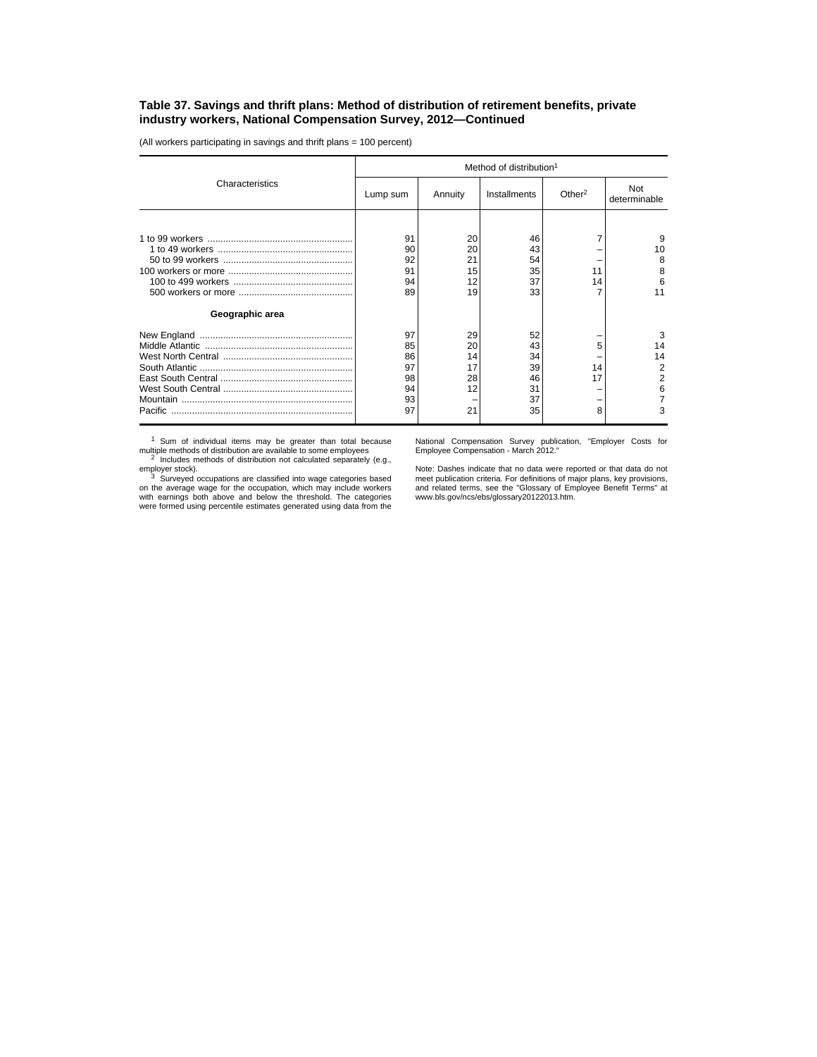**Table 37. Savings and thrift plans: Method of distribution of retirement benefits, private industry workers, National Compensation Survey, 2012—Continued**

(All workers participating in savings and thrift plans = 100 percent)

| Characteristics | Method of distribution[1] | | | | |
|---|---|---|---|---|---|
| | Lump sum | Annuity | Installments | Other[2] | Not determinable |
| 1 to 99 workers | 91 | 20 | 46 | 7 | 9 |
| 1 to 49 workers | 90 | 20 | 43 | – | 10 |
| 50 to 99 workers | 92 | 21 | 54 | – | 8 |
| 100 workers or more | 91 | 15 | 35 | 11 | 8 |
| 100 to 499 workers | 94 | 12 | 37 | 14 | 6 |
| 500 workers or more | 89 | 19 | 33 | 7 | 11 |
| **Geographic area** | | | | | |
| New England | 97 | 29 | 52 | – | 3 |
| Middle Atlantic | 85 | 20 | 43 | 5 | 14 |
| West North Central | 86 | 14 | 34 | – | 14 |
| South Atlantic | 97 | 17 | 39 | 14 | 2 |
| East South Central | 98 | 28 | 46 | 17 | 2 |
| West South Central | 94 | 12 | 31 | – | 6 |
| Mountain | 93 | – | 37 | – | 7 |
| Pacific | 97 | 21 | 35 | 8 | 3 |

[1] Sum of individual items may be greater than total because multiple methods of distribution are available to some employees

[2] Includes methods of distribution not calculated separately (e.g., employer stock).

[3] Surveyed occupations are classified into wage categories based on the average wage for the occupation, which may include workers with earnings both above and below the threshold. The categories were formed using percentile estimates generated using data from the National Compensation Survey publication, "Employer Costs for Employee Compensation - March 2012."

Note: Dashes indicate that no data were reported or that data do not meet publication criteria. For definitions of major plans, key provisions, and related terms, see the "Glossary of Employee Benefit Terms" at www.bls.gov/ncs/ebs/glossary20122013.htm.